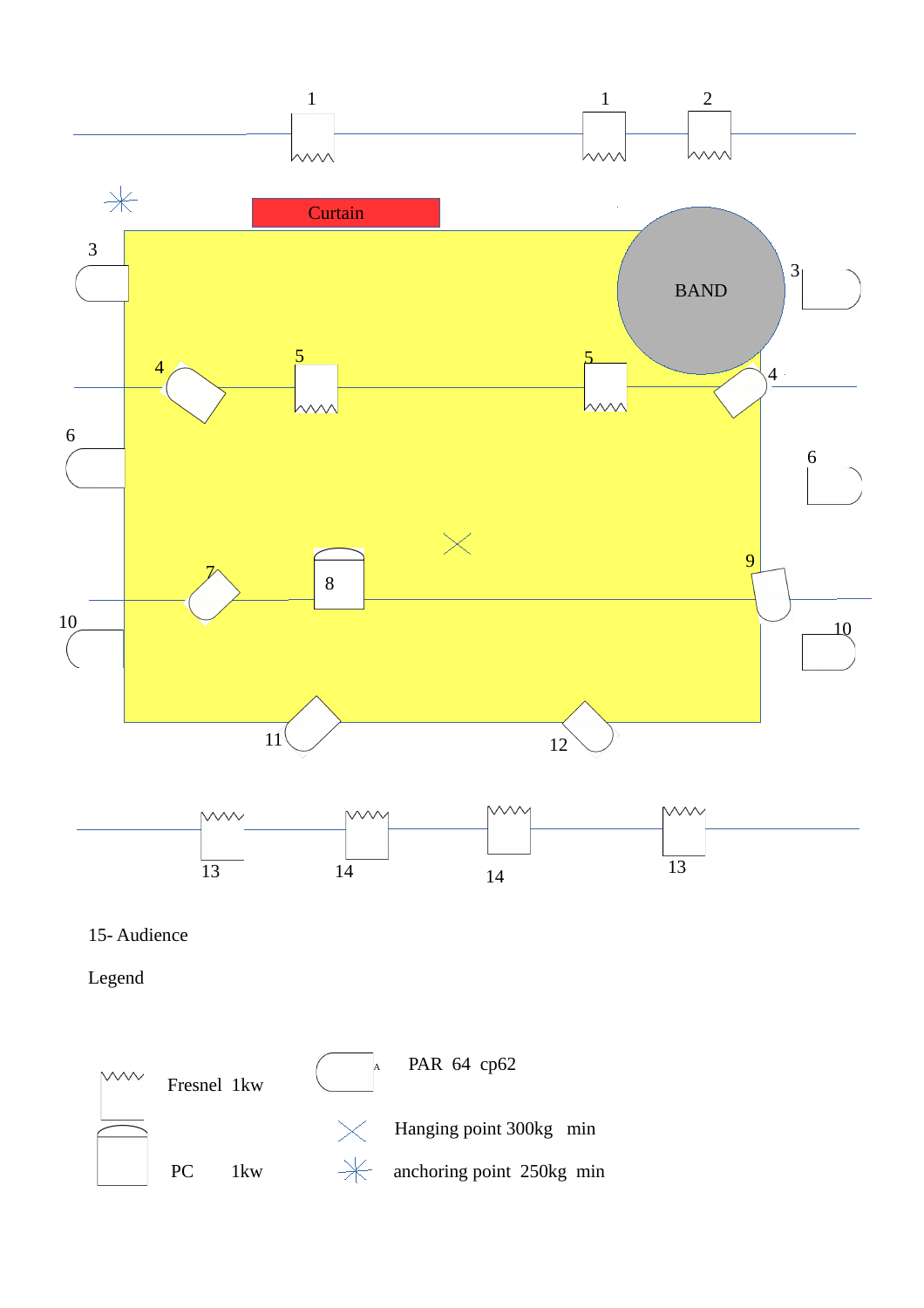1 1 2

Curtain

3

BAND

3

4 5 5 4

6

6

7 8

9

10

10

11

12

13 14 14 13

15- Audience

Legend

Fresnel 1kw

PC 1kw

PAR 64 cp62

Hanging point 300kg min

anchoring point 250kg min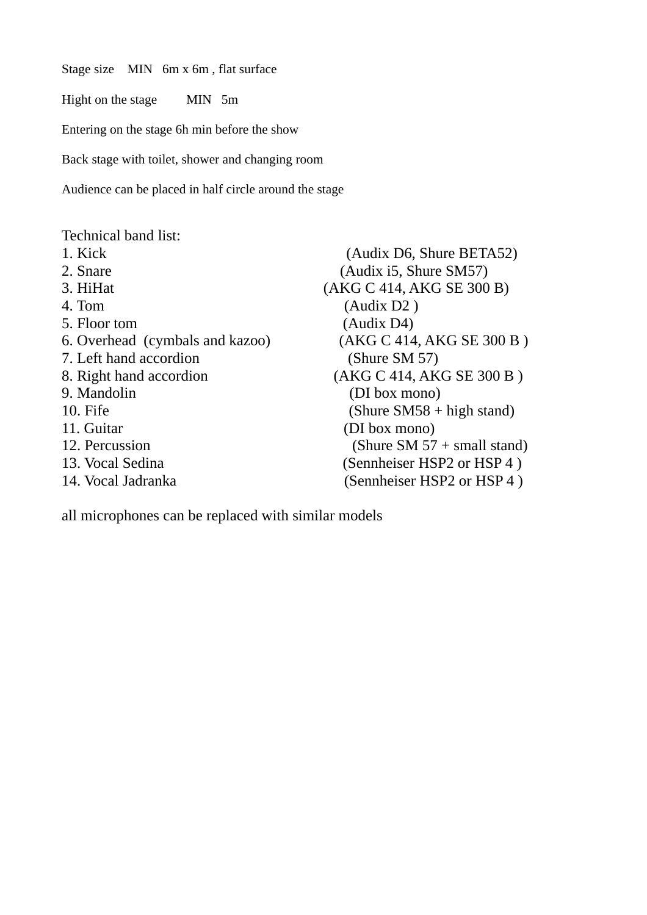Stage size MIN 6m x 6m , flat surface

Hight on the stage MIN 5m

Entering on the stage 6h min before the show

Back stage with toilet, shower and changing room

Audience can be placed in half circle around the stage

Technical band list:

| | |
|---|---|
| 1. Kick | (Audix D6, Shure BETA52) |
| 2. Snare | (Audix i5, Shure SM57) |
| 3. HiHat | (AKG C 414, AKG SE 300 B) |
| 4. Tom | (Audix D2 ) |
| 5. Floor tom | (Audix D4) |
| 6. Overhead (cymbals and kazoo) | (AKG C 414, AKG SE 300 B ) |
| 7. Left hand accordion | (Shure SM 57) |
| 8. Right hand accordion | (AKG C 414, AKG SE 300 B ) |
| 9. Mandolin | (DI box mono) |
| 10. Fife | (Shure SM58 + high stand) |
| 11. Guitar | (DI box mono) |
| 12. Percussion | (Shure SM 57 + small stand) |
| 13. Vocal Sedina | (Sennheiser HSP2 or HSP 4 ) |
| 14. Vocal Jadranka | (Sennheiser HSP2 or HSP 4 ) |

all microphones can be replaced with similar models